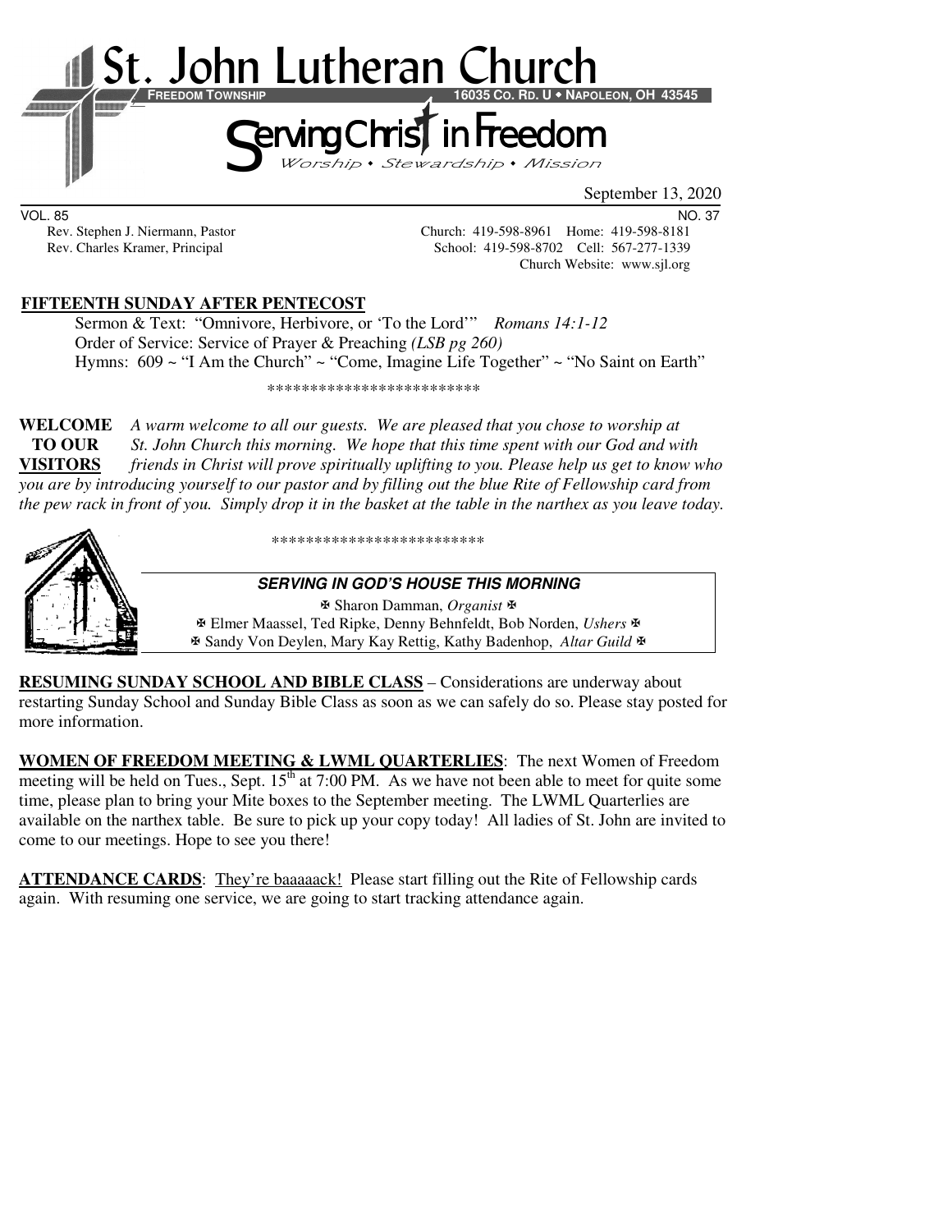# St. John Lutheran Church

**FREEDOM TOWNSHIP** — **16035 CO. RD. U • NAPOLEON, OH 43545**

## Serving Christ in Freedom

*Worship • Stewardship • Mission*

September 13, 2020

VOL. 85 — NO. 37

Rev. Stephen J. Niermann, Pastor — Church: 419-598-8961 Home: 419-598-8181
Rev. Charles Kramer, Principal — School: 419-598-8702 Cell: 567-277-1339
Church Website: www.sjl.org

**FIFTEENTH SUNDAY AFTER PENTECOST**

Sermon & Text: "Omnivore, Herbivore, or 'To the Lord'" *Romans 14:1-12*
Order of Service: Service of Prayer & Preaching *(LSB pg 260)*
Hymns: 609 ~ "I Am the Church" ~ "Come, Imagine Life Together" ~ "No Saint on Earth"

*************************

**WELCOME TO OUR VISITORS** *A warm welcome to all our guests. We are pleased that you chose to worship at St. John Church this morning. We hope that this time spent with our God and with friends in Christ will prove spiritually uplifting to you. Please help us get to know who you are by introducing yourself to our pastor and by filling out the blue Rite of Fellowship card from the pew rack in front of you. Simply drop it in the basket at the table in the narthex as you leave today.*

*************************

***SERVING IN GOD'S HOUSE THIS MORNING***

✠ Sharon Damman, *Organist* ✠
✠ Elmer Maassel, Ted Ripke, Denny Behnfeldt, Bob Norden, *Ushers* ✠
✠ Sandy Von Deylen, Mary Kay Rettig, Kathy Badenhop, *Altar Guild* ✠

**RESUMING SUNDAY SCHOOL AND BIBLE CLASS** – Considerations are underway about restarting Sunday School and Sunday Bible Class as soon as we can safely do so. Please stay posted for more information.

**WOMEN OF FREEDOM MEETING & LWML QUARTERLIES**: The next Women of Freedom meeting will be held on Tues., Sept. 15th at 7:00 PM. As we have not been able to meet for quite some time, please plan to bring your Mite boxes to the September meeting. The LWML Quarterlies are available on the narthex table. Be sure to pick up your copy today! All ladies of St. John are invited to come to our meetings. Hope to see you there!

**ATTENDANCE CARDS**: They're baaaaack! Please start filling out the Rite of Fellowship cards again. With resuming one service, we are going to start tracking attendance again.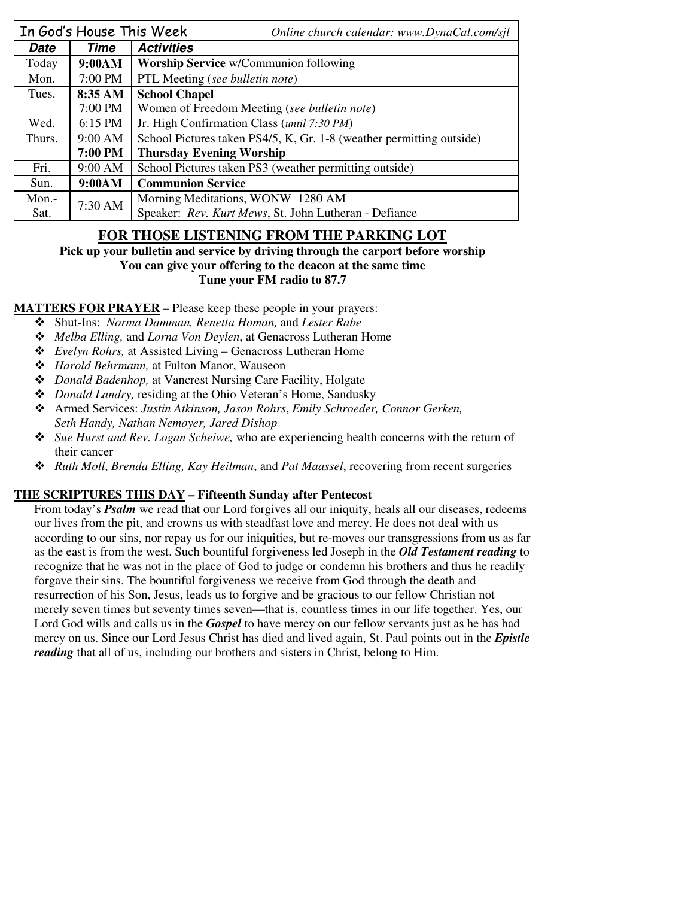| In God's House This Week | | *Online church calendar: www.DynaCal.com/sjl* |
|---|---|---|
| ***Date*** | ***Time*** | ***Activities*** |
| Today | **9:00AM** | **Worship Service** w/Communion following |
| Mon. | 7:00 PM | PTL Meeting (*see bulletin note*) |
| Tues. | **8:35 AM** | **School Chapel** |
| | 7:00 PM | Women of Freedom Meeting (*see bulletin note*) |
| Wed. | 6:15 PM | Jr. High Confirmation Class (*until 7:30 PM*) |
| Thurs. | 9:00 AM | School Pictures taken PS4/5, K, Gr. 1-8 (weather permitting outside) |
| | **7:00 PM** | **Thursday Evening Worship** |
| Fri. | 9:00 AM | School Pictures taken PS3 (weather permitting outside) |
| Sun. | **9:00AM** | **Communion Service** |
| Mon.-Sat. | 7:30 AM | Morning Meditations, WONW 1280 AM<br>Speaker: *Rev. Kurt Mews*, St. John Lutheran - Defiance |

## FOR THOSE LISTENING FROM THE PARKING LOT

**Pick up your bulletin and service by driving through the carport before worship**
**You can give your offering to the deacon at the same time**
**Tune your FM radio to 87.7**

**MATTERS FOR PRAYER** – Please keep these people in your prayers:

- Shut-Ins: *Norma Damman, Renetta Homan,* and *Lester Rabe*
- *Melba Elling,* and *Lorna Von Deylen*, at Genacross Lutheran Home
- *Evelyn Rohrs,* at Assisted Living – Genacross Lutheran Home
- *Harold Behrmann,* at Fulton Manor, Wauseon
- *Donald Badenhop,* at Vancrest Nursing Care Facility, Holgate
- *Donald Landry,* residing at the Ohio Veteran's Home, Sandusky
- Armed Services: *Justin Atkinson, Jason Rohrs*, *Emily Schroeder, Connor Gerken, Seth Handy, Nathan Nemoyer, Jared Dishop*
- *Sue Hurst and Rev. Logan Scheiwe,* who are experiencing health concerns with the return of their cancer
- *Ruth Moll*, *Brenda Elling, Kay Heilman*, and *Pat Maassel*, recovering from recent surgeries

**THE SCRIPTURES THIS DAY – Fifteenth Sunday after Pentecost**

From today's ***Psalm*** we read that our Lord forgives all our iniquity, heals all our diseases, redeems our lives from the pit, and crowns us with steadfast love and mercy. He does not deal with us according to our sins, nor repay us for our iniquities, but re-moves our transgressions from us as far as the east is from the west. Such bountiful forgiveness led Joseph in the ***Old Testament reading*** to recognize that he was not in the place of God to judge or condemn his brothers and thus he readily forgave their sins. The bountiful forgiveness we receive from God through the death and resurrection of his Son, Jesus, leads us to forgive and be gracious to our fellow Christian not merely seven times but seventy times seven—that is, countless times in our life together. Yes, our Lord God wills and calls us in the ***Gospel*** to have mercy on our fellow servants just as he has had mercy on us. Since our Lord Jesus Christ has died and lived again, St. Paul points out in the ***Epistle reading*** that all of us, including our brothers and sisters in Christ, belong to Him.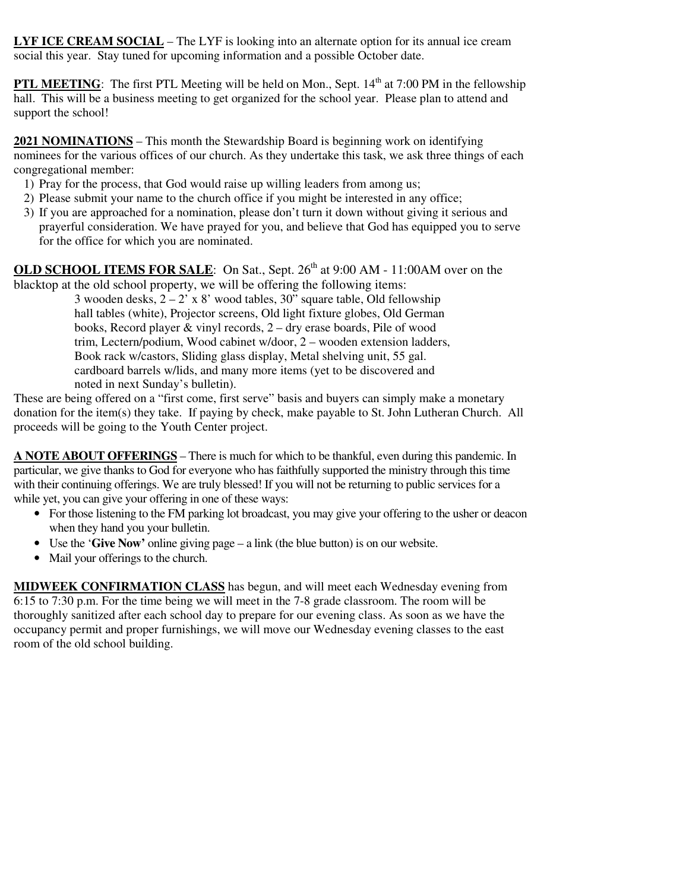**LYF ICE CREAM SOCIAL** – The LYF is looking into an alternate option for its annual ice cream social this year. Stay tuned for upcoming information and a possible October date.

**PTL MEETING**: The first PTL Meeting will be held on Mon., Sept. 14th at 7:00 PM in the fellowship hall. This will be a business meeting to get organized for the school year. Please plan to attend and support the school!

**2021 NOMINATIONS** – This month the Stewardship Board is beginning work on identifying nominees for the various offices of our church. As they undertake this task, we ask three things of each congregational member:

1) Pray for the process, that God would raise up willing leaders from among us;
2) Please submit your name to the church office if you might be interested in any office;
3) If you are approached for a nomination, please don't turn it down without giving it serious and prayerful consideration. We have prayed for you, and believe that God has equipped you to serve for the office for which you are nominated.

**OLD SCHOOL ITEMS FOR SALE**: On Sat., Sept. 26th at 9:00 AM - 11:00AM over on the blacktop at the old school property, we will be offering the following items:

3 wooden desks, 2 – 2' x 8' wood tables, 30" square table, Old fellowship hall tables (white), Projector screens, Old light fixture globes, Old German books, Record player & vinyl records, 2 – dry erase boards, Pile of wood trim, Lectern/podium, Wood cabinet w/door, 2 – wooden extension ladders, Book rack w/castors, Sliding glass display, Metal shelving unit, 55 gal. cardboard barrels w/lids, and many more items (yet to be discovered and noted in next Sunday's bulletin).

These are being offered on a "first come, first serve" basis and buyers can simply make a monetary donation for the item(s) they take. If paying by check, make payable to St. John Lutheran Church. All proceeds will be going to the Youth Center project.

**A NOTE ABOUT OFFERINGS** – There is much for which to be thankful, even during this pandemic. In particular, we give thanks to God for everyone who has faithfully supported the ministry through this time with their continuing offerings. We are truly blessed! If you will not be returning to public services for a while yet, you can give your offering in one of these ways:

- For those listening to the FM parking lot broadcast, you may give your offering to the usher or deacon when they hand you your bulletin.
- Use the '**Give Now'** online giving page – a link (the blue button) is on our website.
- Mail your offerings to the church.

**MIDWEEK CONFIRMATION CLASS** has begun, and will meet each Wednesday evening from 6:15 to 7:30 p.m. For the time being we will meet in the 7-8 grade classroom. The room will be thoroughly sanitized after each school day to prepare for our evening class. As soon as we have the occupancy permit and proper furnishings, we will move our Wednesday evening classes to the east room of the old school building.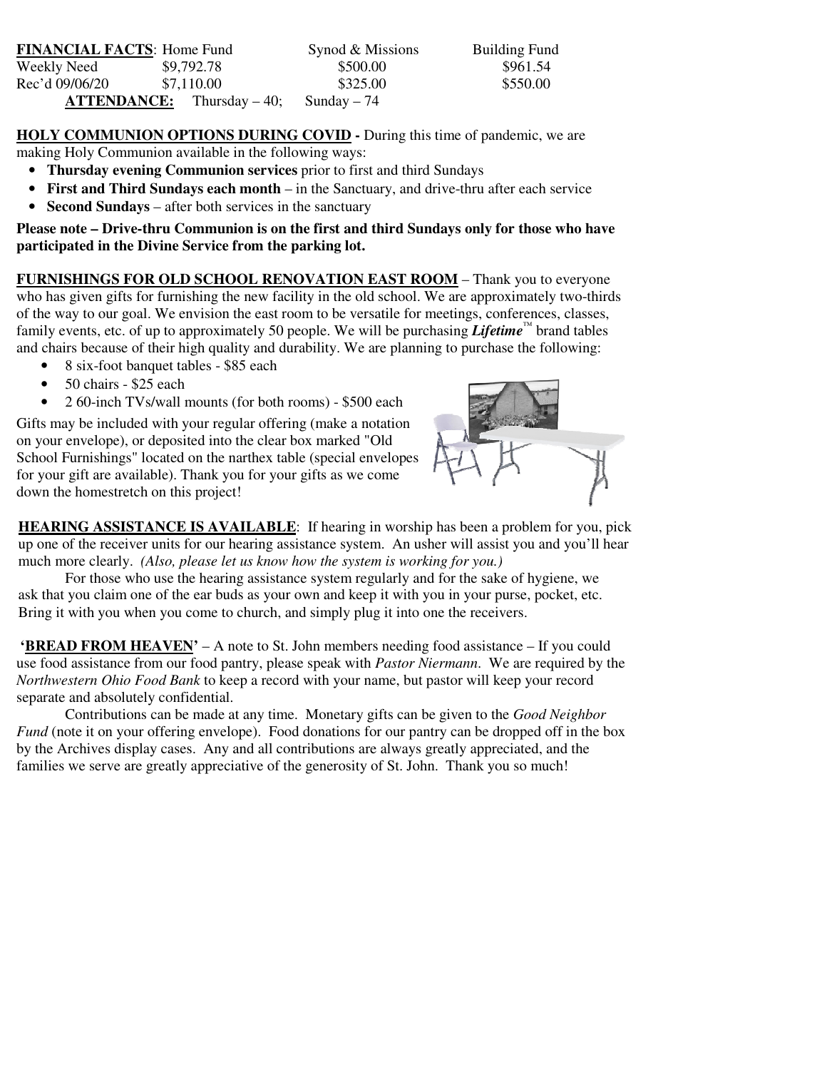| **FINANCIAL FACTS**: | Home Fund | Synod & Missions | Building Fund |
|---|---|---|---|
| Weekly Need | $9,792.78 | $500.00 | $961.54 |
| Rec'd 09/06/20 | $7,110.00 | $325.00 | $550.00 |

**ATTENDANCE:** Thursday – 40; Sunday – 74

**HOLY COMMUNION OPTIONS DURING COVID -** During this time of pandemic, we are making Holy Communion available in the following ways:

- **Thursday evening Communion services** prior to first and third Sundays
- **First and Third Sundays each month** – in the Sanctuary, and drive-thru after each service
- **Second Sundays** – after both services in the sanctuary

**Please note – Drive-thru Communion is on the first and third Sundays only for those who have participated in the Divine Service from the parking lot.**

**FURNISHINGS FOR OLD SCHOOL RENOVATION EAST ROOM** – Thank you to everyone who has given gifts for furnishing the new facility in the old school. We are approximately two-thirds of the way to our goal. We envision the east room to be versatile for meetings, conferences, classes, family events, etc. of up to approximately 50 people. We will be purchasing ***Lifetime***™ brand tables and chairs because of their high quality and durability. We are planning to purchase the following:

- 8 six-foot banquet tables - $85 each
- 50 chairs - $25 each
- 2 60-inch TVs/wall mounts (for both rooms) - $500 each

Gifts may be included with your regular offering (make a notation on your envelope), or deposited into the clear box marked "Old School Furnishings" located on the narthex table (special envelopes for your gift are available). Thank you for your gifts as we come down the homestretch on this project!

**HEARING ASSISTANCE IS AVAILABLE**: If hearing in worship has been a problem for you, pick up one of the receiver units for our hearing assistance system. An usher will assist you and you'll hear much more clearly. *(Also, please let us know how the system is working for you.)*

For those who use the hearing assistance system regularly and for the sake of hygiene, we ask that you claim one of the ear buds as your own and keep it with you in your purse, pocket, etc. Bring it with you when you come to church, and simply plug it into one the receivers.

**'BREAD FROM HEAVEN'** – A note to St. John members needing food assistance – If you could use food assistance from our food pantry, please speak with *Pastor Niermann*. We are required by the *Northwestern Ohio Food Bank* to keep a record with your name, but pastor will keep your record separate and absolutely confidential.

Contributions can be made at any time. Monetary gifts can be given to the *Good Neighbor Fund* (note it on your offering envelope). Food donations for our pantry can be dropped off in the box by the Archives display cases. Any and all contributions are always greatly appreciated, and the families we serve are greatly appreciative of the generosity of St. John. Thank you so much!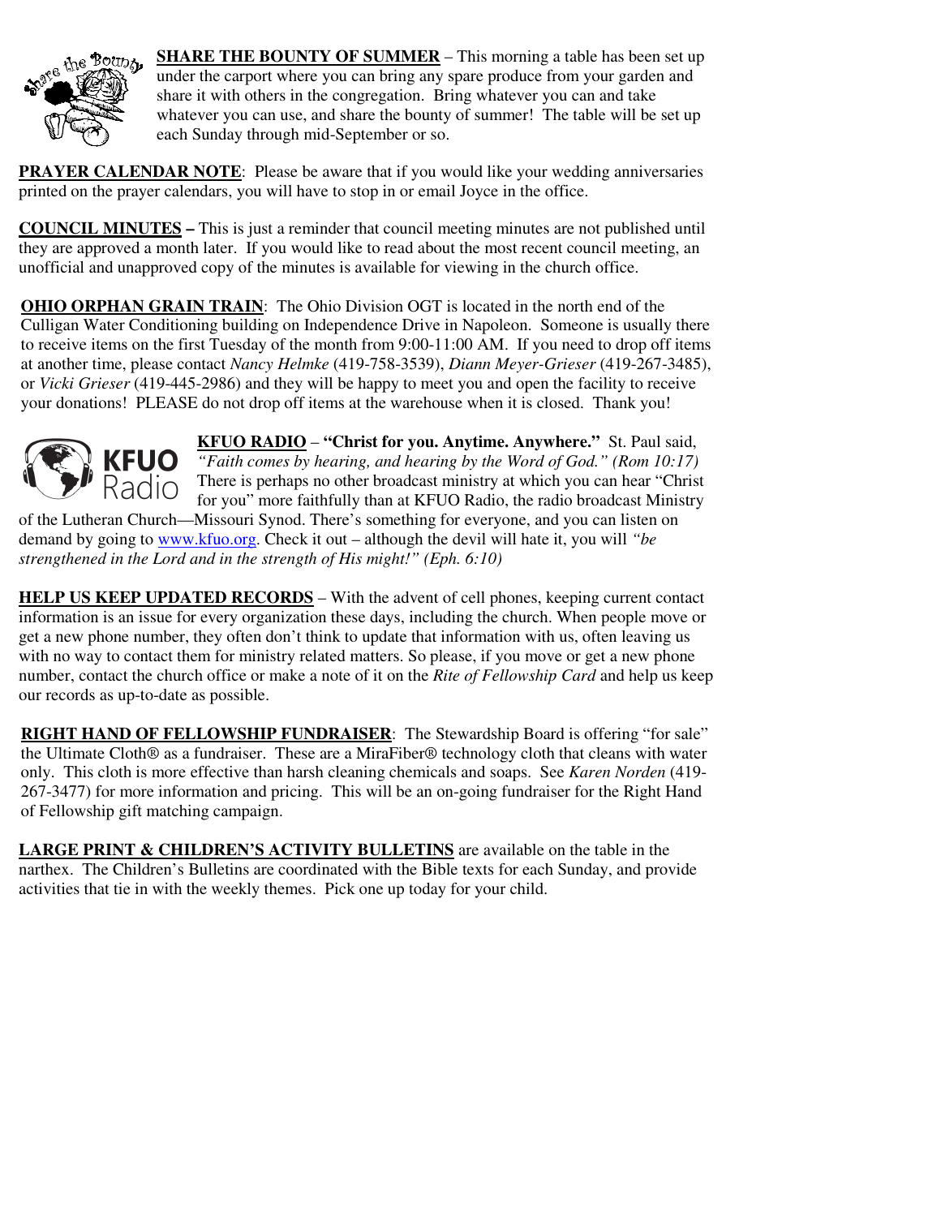**SHARE THE BOUNTY OF SUMMER** – This morning a table has been set up under the carport where you can bring any spare produce from your garden and share it with others in the congregation. Bring whatever you can and take whatever you can use, and share the bounty of summer! The table will be set up each Sunday through mid-September or so.

**PRAYER CALENDAR NOTE**: Please be aware that if you would like your wedding anniversaries printed on the prayer calendars, you will have to stop in or email Joyce in the office.

**COUNCIL MINUTES** – This is just a reminder that council meeting minutes are not published until they are approved a month later. If you would like to read about the most recent council meeting, an unofficial and unapproved copy of the minutes is available for viewing in the church office.

**OHIO ORPHAN GRAIN TRAIN**: The Ohio Division OGT is located in the north end of the Culligan Water Conditioning building on Independence Drive in Napoleon. Someone is usually there to receive items on the first Tuesday of the month from 9:00-11:00 AM. If you need to drop off items at another time, please contact *Nancy Helmke* (419-758-3539), *Diann Meyer-Grieser* (419-267-3485), or *Vicki Grieser* (419-445-2986) and they will be happy to meet you and open the facility to receive your donations! PLEASE do not drop off items at the warehouse when it is closed. Thank you!

**KFUO RADIO** – **"Christ for you. Anytime. Anywhere."** St. Paul said, *"Faith comes by hearing, and hearing by the Word of God." (Rom 10:17)* There is perhaps no other broadcast ministry at which you can hear "Christ for you" more faithfully than at KFUO Radio, the radio broadcast Ministry of the Lutheran Church—Missouri Synod. There's something for everyone, and you can listen on demand by going to www.kfuo.org. Check it out – although the devil will hate it, you will *"be strengthened in the Lord and in the strength of His might!" (Eph. 6:10)*

**HELP US KEEP UPDATED RECORDS** – With the advent of cell phones, keeping current contact information is an issue for every organization these days, including the church. When people move or get a new phone number, they often don't think to update that information with us, often leaving us with no way to contact them for ministry related matters. So please, if you move or get a new phone number, contact the church office or make a note of it on the *Rite of Fellowship Card* and help us keep our records as up-to-date as possible.

**RIGHT HAND OF FELLOWSHIP FUNDRAISER**: The Stewardship Board is offering "for sale" the Ultimate Cloth® as a fundraiser. These are a MiraFiber® technology cloth that cleans with water only. This cloth is more effective than harsh cleaning chemicals and soaps. See *Karen Norden* (419-267-3477) for more information and pricing. This will be an on-going fundraiser for the Right Hand of Fellowship gift matching campaign.

**LARGE PRINT & CHILDREN'S ACTIVITY BULLETINS** are available on the table in the narthex. The Children's Bulletins are coordinated with the Bible texts for each Sunday, and provide activities that tie in with the weekly themes. Pick one up today for your child.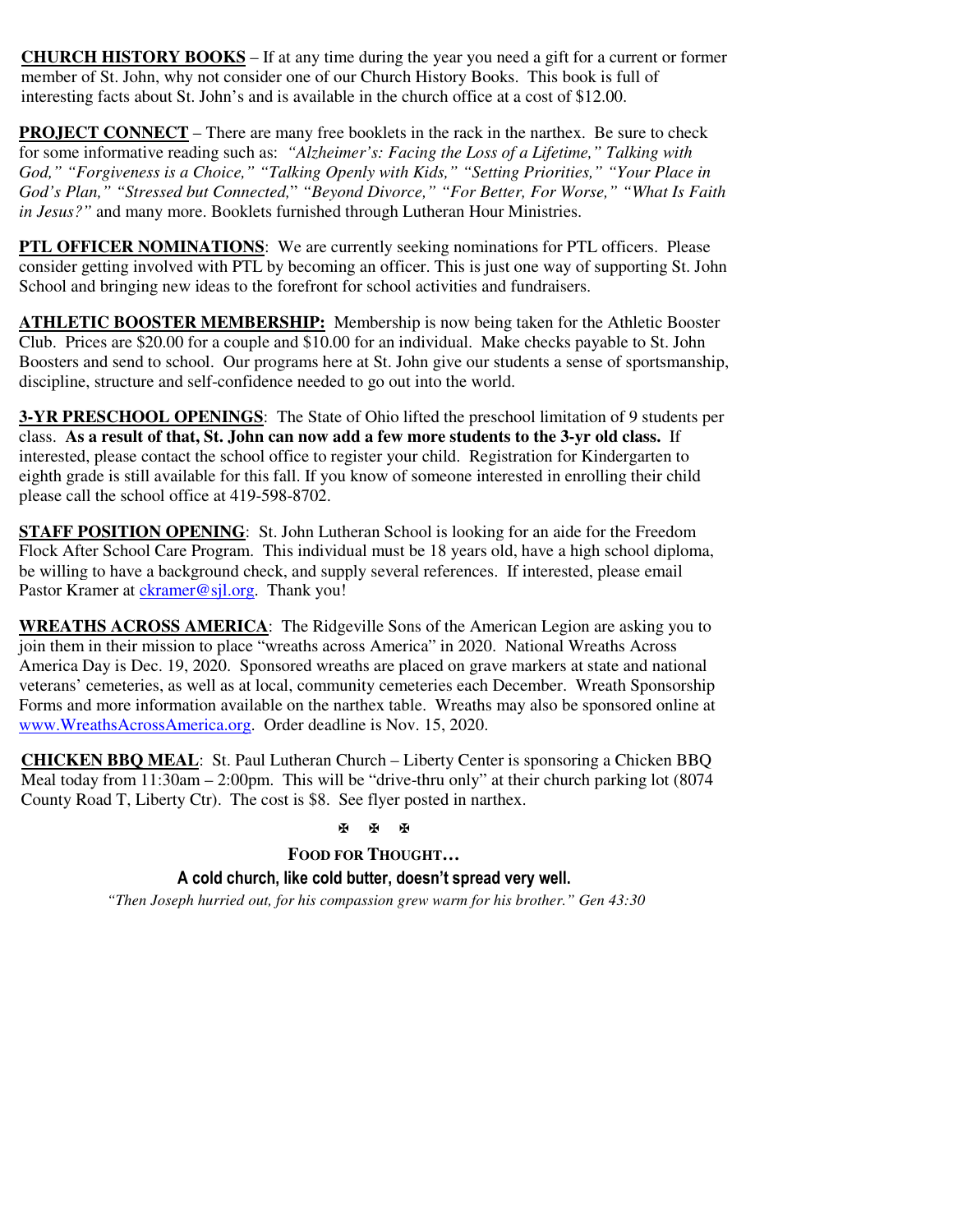**CHURCH HISTORY BOOKS** – If at any time during the year you need a gift for a current or former member of St. John, why not consider one of our Church History Books. This book is full of interesting facts about St. John's and is available in the church office at a cost of $12.00.

**PROJECT CONNECT** – There are many free booklets in the rack in the narthex. Be sure to check for some informative reading such as: *"Alzheimer's: Facing the Loss of a Lifetime," Talking with God," "Forgiveness is a Choice," "Talking Openly with Kids," "Setting Priorities," "Your Place in God's Plan," "Stressed but Connected," "Beyond Divorce," "For Better, For Worse," "What Is Faith in Jesus?"* and many more. Booklets furnished through Lutheran Hour Ministries.

**PTL OFFICER NOMINATIONS**: We are currently seeking nominations for PTL officers. Please consider getting involved with PTL by becoming an officer. This is just one way of supporting St. John School and bringing new ideas to the forefront for school activities and fundraisers.

**ATHLETIC BOOSTER MEMBERSHIP:** Membership is now being taken for the Athletic Booster Club. Prices are $20.00 for a couple and $10.00 for an individual. Make checks payable to St. John Boosters and send to school. Our programs here at St. John give our students a sense of sportsmanship, discipline, structure and self-confidence needed to go out into the world.

**3-YR PRESCHOOL OPENINGS**: The State of Ohio lifted the preschool limitation of 9 students per class. **As a result of that, St. John can now add a few more students to the 3-yr old class.** If interested, please contact the school office to register your child. Registration for Kindergarten to eighth grade is still available for this fall. If you know of someone interested in enrolling their child please call the school office at 419-598-8702.

**STAFF POSITION OPENING**: St. John Lutheran School is looking for an aide for the Freedom Flock After School Care Program. This individual must be 18 years old, have a high school diploma, be willing to have a background check, and supply several references. If interested, please email Pastor Kramer at ckramer@sjl.org. Thank you!

**WREATHS ACROSS AMERICA**: The Ridgeville Sons of the American Legion are asking you to join them in their mission to place "wreaths across America" in 2020. National Wreaths Across America Day is Dec. 19, 2020. Sponsored wreaths are placed on grave markers at state and national veterans' cemeteries, as well as at local, community cemeteries each December. Wreath Sponsorship Forms and more information available on the narthex table. Wreaths may also be sponsored online at www.WreathsAcrossAmerica.org. Order deadline is Nov. 15, 2020.

**CHICKEN BBQ MEAL**: St. Paul Lutheran Church – Liberty Center is sponsoring a Chicken BBQ Meal today from 11:30am – 2:00pm. This will be "drive-thru only" at their church parking lot (8074 County Road T, Liberty Ctr). The cost is $8. See flyer posted in narthex.

✠ ✠ ✠

**FOOD FOR THOUGHT…**

**A cold church, like cold butter, doesn't spread very well.**

*"Then Joseph hurried out, for his compassion grew warm for his brother." Gen 43:30*